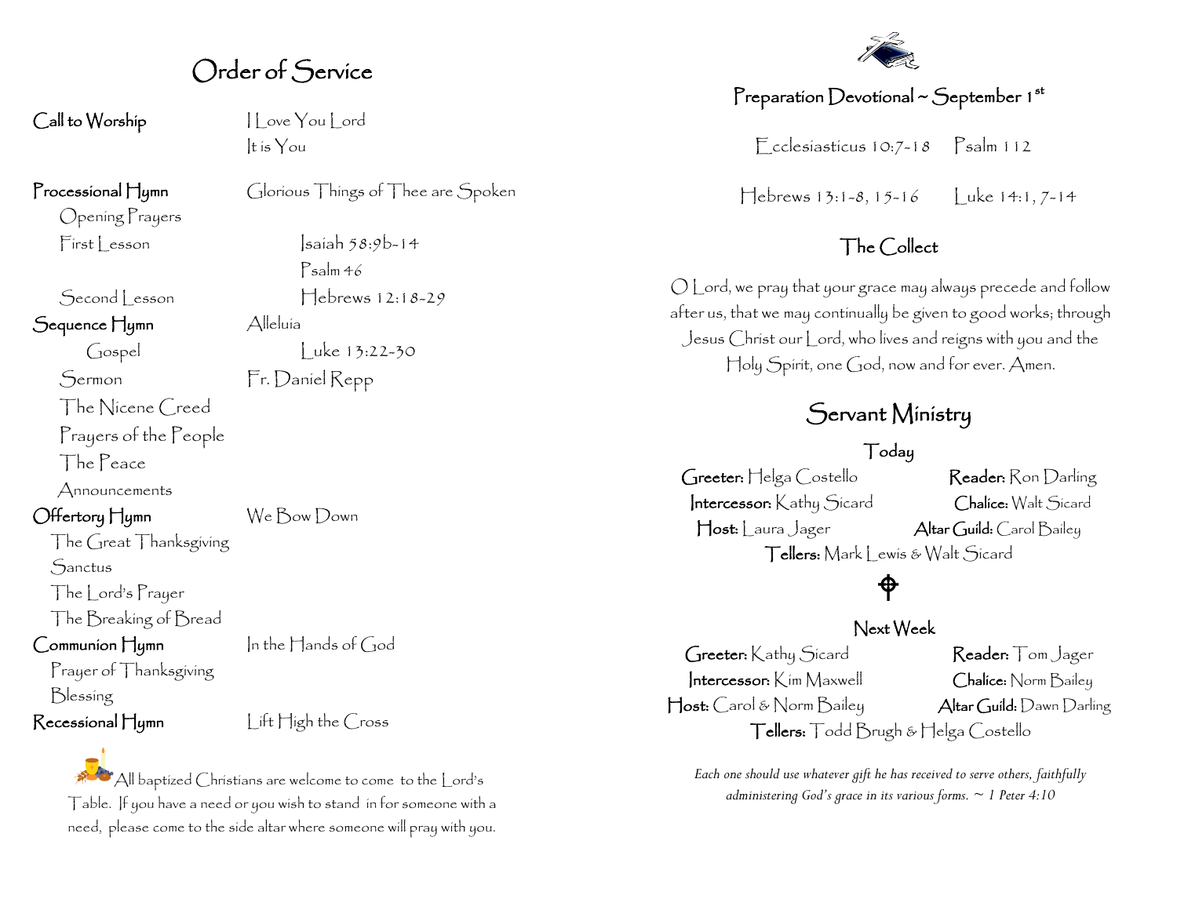# Order of Service

**Call to Worship** — I Love You Lord
It is You

**Processional Hymn** — Glorious Things of Thee are Spoken

Opening Prayers

First Lesson — Isaiah 58:9b-14

Psalm 46

Second Lesson — Hebrews 12:18-29

**Sequence Hymn** — Alleluia

Gospel — Luke 13:22-30

Sermon — Fr. Daniel Repp

The Nicene Creed

Prayers of the People

The Peace

Announcements

**Offertory Hymn** — We Bow Down

The Great Thanksgiving

Sanctus

The Lord's Prayer

The Breaking of Bread

**Communion Hymn** — In the Hands of God

Prayer of Thanksgiving

Blessing

**Recessional Hymn** — Lift High the Cross

All baptized Christians are welcome to come to the Lord's Table. If you have a need or you wish to stand in for someone with a need, please come to the side altar where someone will pray with you.

## Preparation Devotional ~ September 1st

Ecclesiasticus 10:7-18 Psalm 112

Hebrews 13:1-8, 15-16 Luke 14:1, 7-14

## The Collect

O Lord, we pray that your grace may always precede and follow after us, that we may continually be given to good works; through Jesus Christ our Lord, who lives and reigns with you and the Holy Spirit, one God, now and for ever. Amen.

# Servant Ministry

### Today

**Greeter:** Helga Costello
**Reader:** Ron Darling
**Intercessor:** Kathy Sicard
**Chalice:** Walt Sicard
**Host:** Laura Jager
**Altar Guild:** Carol Bailey
**Tellers:** Mark Lewis & Walt Sicard

### Next Week

**Greeter:** Kathy Sicard
**Reader:** Tom Jager
**Intercessor:** Kim Maxwell
**Chalice:** Norm Bailey
**Host:** Carol & Norm Bailey
**Altar Guild:** Dawn Darling
**Tellers:** Todd Brugh & Helga Costello

*Each one should use whatever gift he has received to serve others, faithfully administering God's grace in its various forms. ~ 1 Peter 4:10*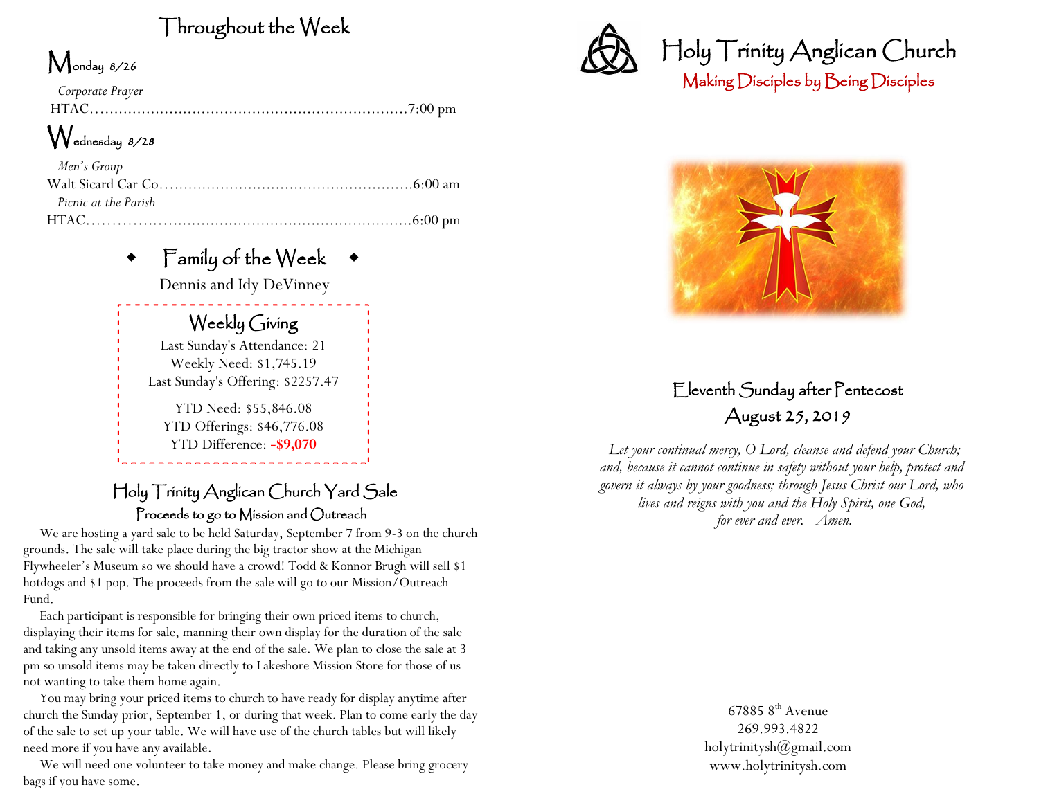# Throughout the Week

## Monday 8/26

*Corporate Prayer*
HTAC.....................................................................7:00 pm

## Wednesday 8/28

*Men's Group*
Walt Sicard Car Co.......................................................6:00 am
*Picnic at the Parish*
HTAC.....................................................................6:00 pm

## ◆ Family of the Week ◆

Dennis and Idy DeVinney

### Weekly Giving

Last Sunday's Attendance: 21
Weekly Need: $1,745.19
Last Sunday's Offering: $2257.47

YTD Need: $55,846.08
YTD Offerings: $46,776.08
YTD Difference: **-$9,070**

## Holy Trinity Anglican Church Yard Sale

### Proceeds to go to Mission and Outreach

We are hosting a yard sale to be held Saturday, September 7 from 9-3 on the church grounds. The sale will take place during the big tractor show at the Michigan Flywheeler's Museum so we should have a crowd! Todd & Konnor Brugh will sell $1 hotdogs and $1 pop. The proceeds from the sale will go to our Mission/Outreach Fund.

Each participant is responsible for bringing their own priced items to church, displaying their items for sale, manning their own display for the duration of the sale and taking any unsold items away at the end of the sale. We plan to close the sale at 3 pm so unsold items may be taken directly to Lakeshore Mission Store for those of us not wanting to take them home again.

You may bring your priced items to church to have ready for display anytime after church the Sunday prior, September 1, or during that week. Plan to come early the day of the sale to set up your table. We will have use of the church tables but will likely need more if you have any available.

We will need one volunteer to take money and make change. Please bring grocery bags if you have some.

# Holy Trinity Anglican Church

Making Disciples by Being Disciples

## Eleventh Sunday after Pentecost
## August 25, 2019

*Let your continual mercy, O Lord, cleanse and defend your Church; and, because it cannot continue in safety without your help, protect and govern it always by your goodness; through Jesus Christ our Lord, who lives and reigns with you and the Holy Spirit, one God, for ever and ever. Amen.*

67885 8th Avenue
269.993.4822
holytrinitysh@gmail.com
www.holytrinitysh.com